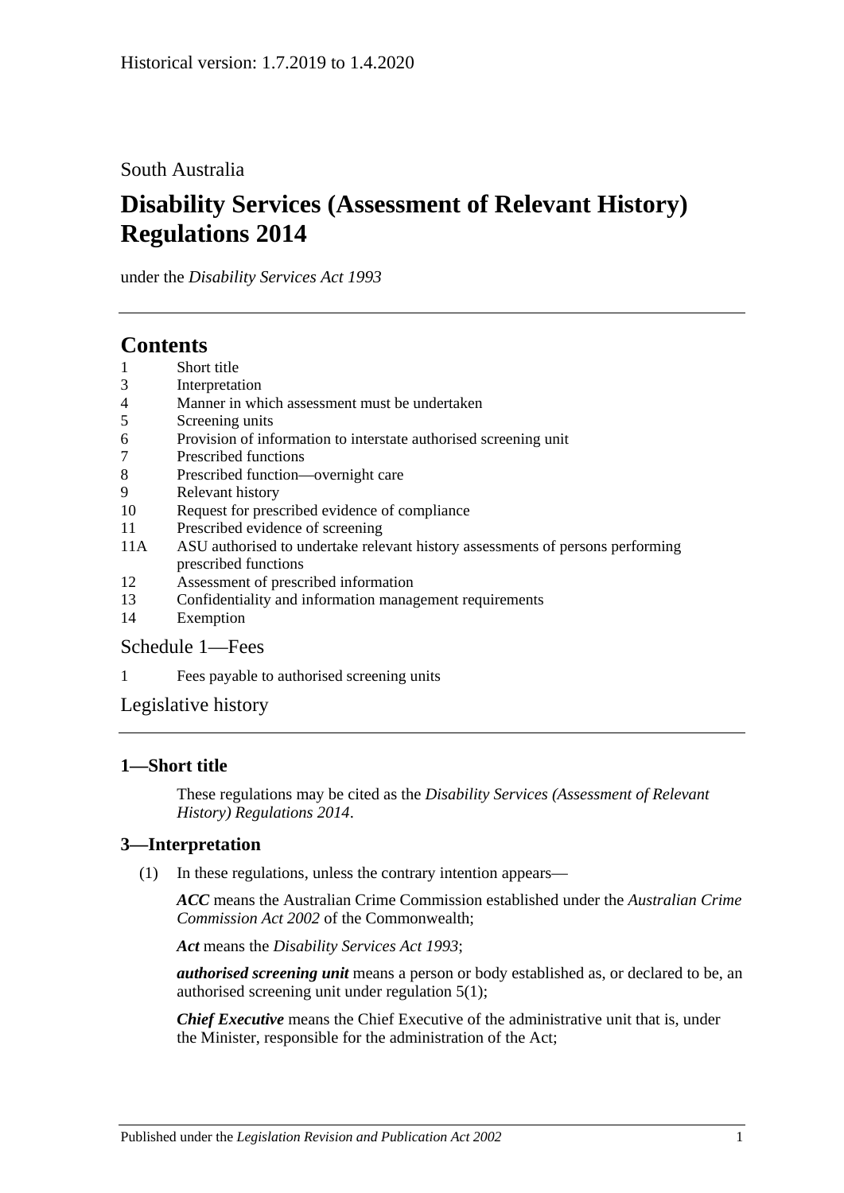Historical version: 1.7.2019 to 1.4.2020

South Australia

# Disability Services (Assessment of Relevant History) Regulations 2014

under the *Disability Services Act 1993*

## Contents

1 Short title
3 Interpretation
4 Manner in which assessment must be undertaken
5 Screening units
6 Provision of information to interstate authorised screening unit
7 Prescribed functions
8 Prescribed function—overnight care
9 Relevant history
10 Request for prescribed evidence of compliance
11 Prescribed evidence of screening
11A ASU authorised to undertake relevant history assessments of persons performing prescribed functions
12 Assessment of prescribed information
13 Confidentiality and information management requirements
14 Exemption

Schedule 1—Fees

1 Fees payable to authorised screening units

Legislative history

### 1—Short title

These regulations may be cited as the *Disability Services (Assessment of Relevant History) Regulations 2014*.

### 3—Interpretation

(1) In these regulations, unless the contrary intention appears—

***ACC*** means the Australian Crime Commission established under the *Australian Crime Commission Act 2002* of the Commonwealth;

***Act*** means the *Disability Services Act 1993*;

***authorised screening unit*** means a person or body established as, or declared to be, an authorised screening unit under regulation 5(1);

***Chief Executive*** means the Chief Executive of the administrative unit that is, under the Minister, responsible for the administration of the Act;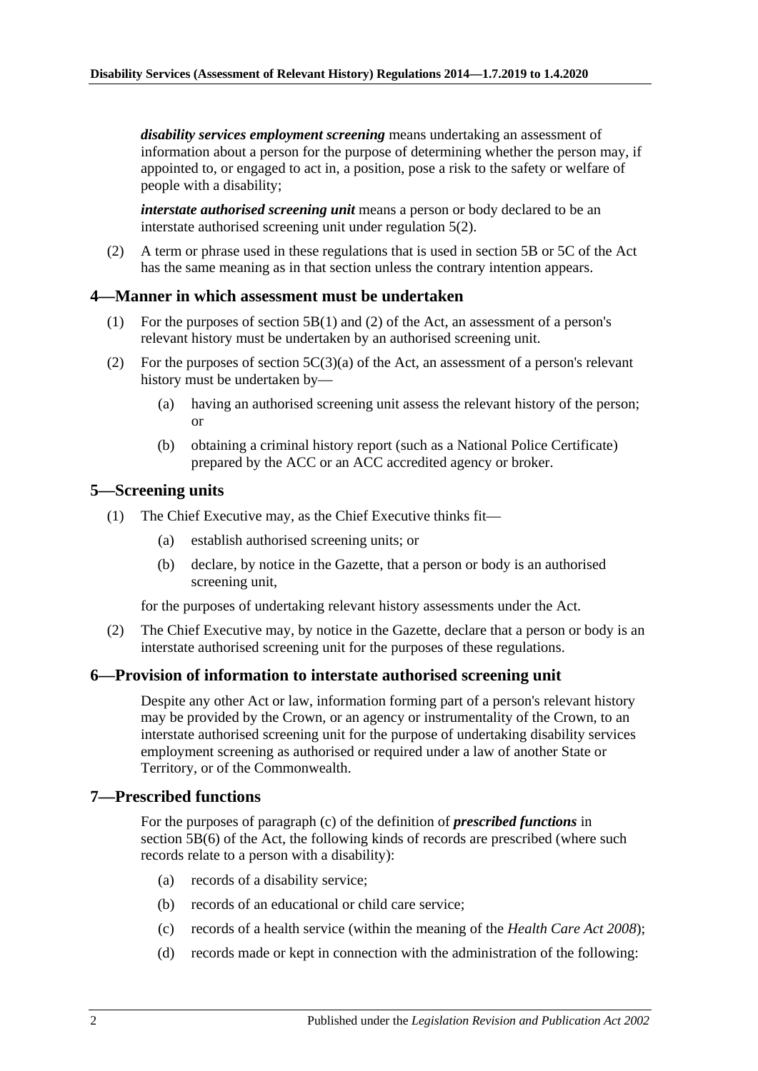***disability services employment screening*** means undertaking an assessment of information about a person for the purpose of determining whether the person may, if appointed to, or engaged to act in, a position, pose a risk to the safety or welfare of people with a disability;

***interstate authorised screening unit*** means a person or body declared to be an interstate authorised screening unit under regulation 5(2).

(2) A term or phrase used in these regulations that is used in section 5B or 5C of the Act has the same meaning as in that section unless the contrary intention appears.

## 4—Manner in which assessment must be undertaken

(1) For the purposes of section 5B(1) and (2) of the Act, an assessment of a person's relevant history must be undertaken by an authorised screening unit.

(2) For the purposes of section 5C(3)(a) of the Act, an assessment of a person's relevant history must be undertaken by—

(a) having an authorised screening unit assess the relevant history of the person; or

(b) obtaining a criminal history report (such as a National Police Certificate) prepared by the ACC or an ACC accredited agency or broker.

## 5—Screening units

(1) The Chief Executive may, as the Chief Executive thinks fit—

(a) establish authorised screening units; or

(b) declare, by notice in the Gazette, that a person or body is an authorised screening unit,

for the purposes of undertaking relevant history assessments under the Act.

(2) The Chief Executive may, by notice in the Gazette, declare that a person or body is an interstate authorised screening unit for the purposes of these regulations.

## 6—Provision of information to interstate authorised screening unit

Despite any other Act or law, information forming part of a person's relevant history may be provided by the Crown, or an agency or instrumentality of the Crown, to an interstate authorised screening unit for the purpose of undertaking disability services employment screening as authorised or required under a law of another State or Territory, or of the Commonwealth.

## 7—Prescribed functions

For the purposes of paragraph (c) of the definition of ***prescribed functions*** in section 5B(6) of the Act, the following kinds of records are prescribed (where such records relate to a person with a disability):

(a) records of a disability service;

(b) records of an educational or child care service;

(c) records of a health service (within the meaning of the *Health Care Act 2008*);

(d) records made or kept in connection with the administration of the following: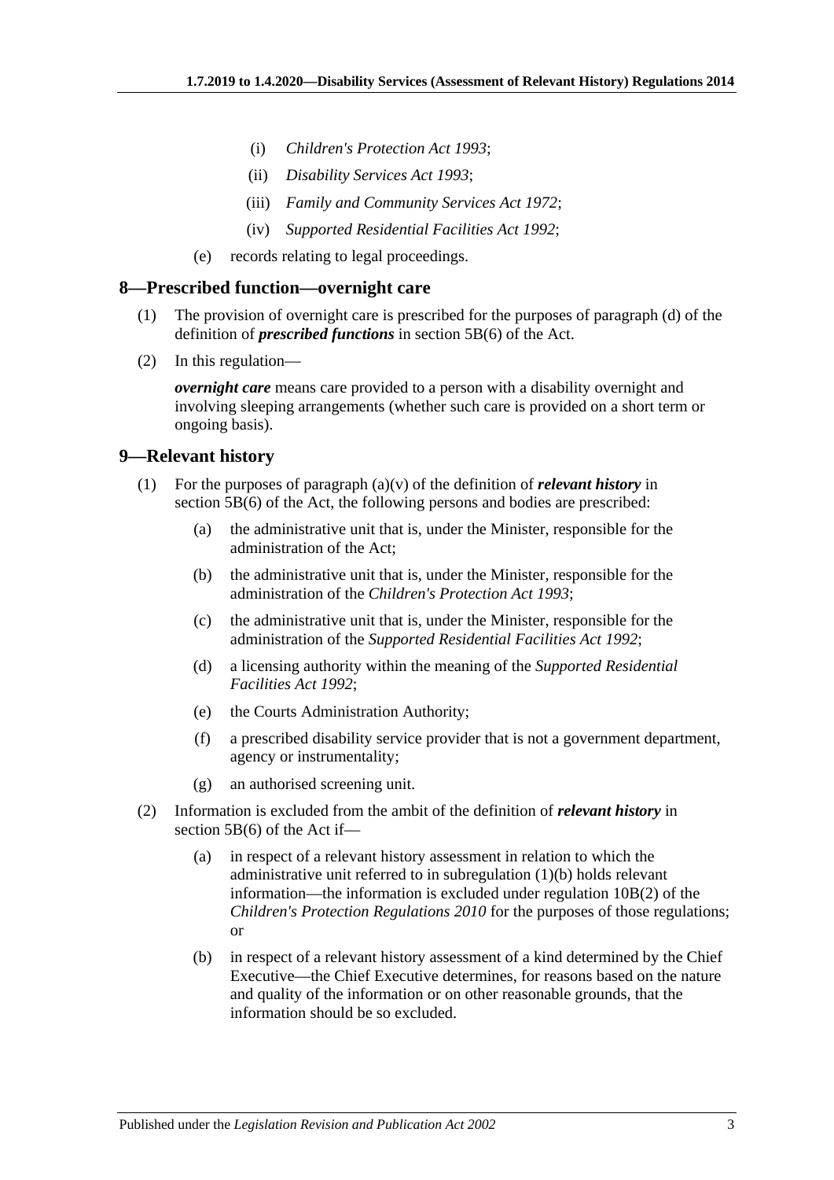(i) *Children's Protection Act 1993*;

(ii) *Disability Services Act 1993*;

(iii) *Family and Community Services Act 1972*;

(iv) *Supported Residential Facilities Act 1992*;

(e) records relating to legal proceedings.

## 8—Prescribed function—overnight care

(1) The provision of overnight care is prescribed for the purposes of paragraph (d) of the definition of ***prescribed functions*** in section 5B(6) of the Act.

(2) In this regulation—

***overnight care*** means care provided to a person with a disability overnight and involving sleeping arrangements (whether such care is provided on a short term or ongoing basis).

## 9—Relevant history

(1) For the purposes of paragraph (a)(v) of the definition of ***relevant history*** in section 5B(6) of the Act, the following persons and bodies are prescribed:

(a) the administrative unit that is, under the Minister, responsible for the administration of the Act;

(b) the administrative unit that is, under the Minister, responsible for the administration of the *Children's Protection Act 1993*;

(c) the administrative unit that is, under the Minister, responsible for the administration of the *Supported Residential Facilities Act 1992*;

(d) a licensing authority within the meaning of the *Supported Residential Facilities Act 1992*;

(e) the Courts Administration Authority;

(f) a prescribed disability service provider that is not a government department, agency or instrumentality;

(g) an authorised screening unit.

(2) Information is excluded from the ambit of the definition of ***relevant history*** in section 5B(6) of the Act if—

(a) in respect of a relevant history assessment in relation to which the administrative unit referred to in subregulation (1)(b) holds relevant information—the information is excluded under regulation 10B(2) of the *Children's Protection Regulations 2010* for the purposes of those regulations; or

(b) in respect of a relevant history assessment of a kind determined by the Chief Executive—the Chief Executive determines, for reasons based on the nature and quality of the information or on other reasonable grounds, that the information should be so excluded.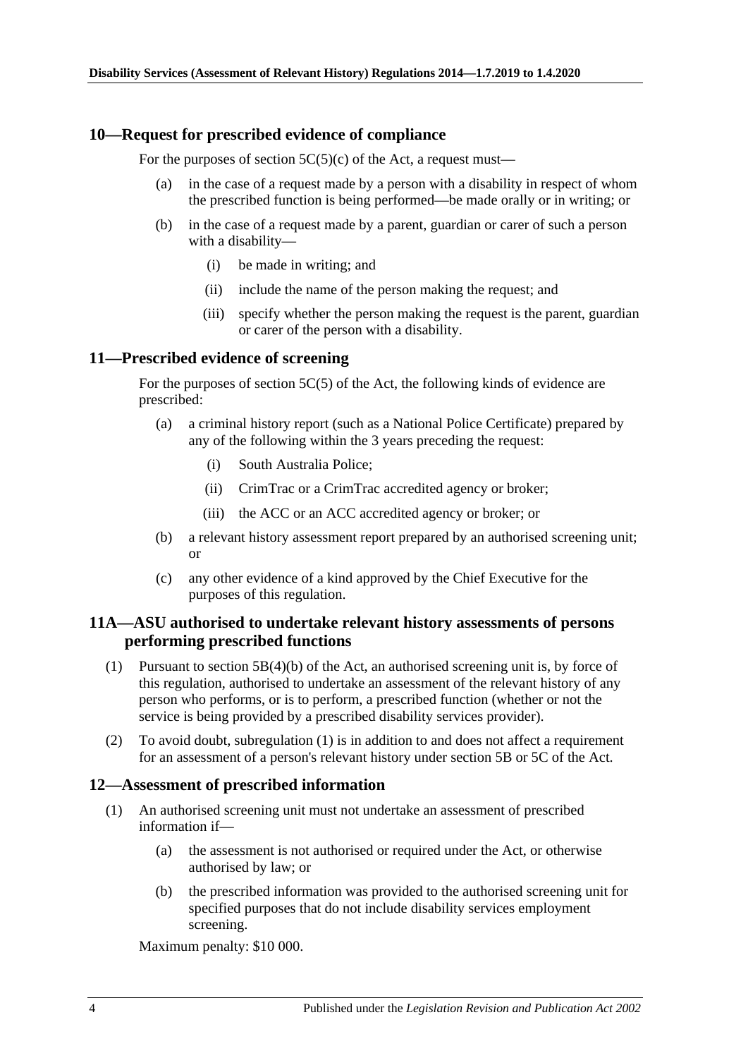## 10—Request for prescribed evidence of compliance

For the purposes of section 5C(5)(c) of the Act, a request must—

- (a) in the case of a request made by a person with a disability in respect of whom the prescribed function is being performed—be made orally or in writing; or
- (b) in the case of a request made by a parent, guardian or carer of such a person with a disability—
  - (i) be made in writing; and
  - (ii) include the name of the person making the request; and
  - (iii) specify whether the person making the request is the parent, guardian or carer of the person with a disability.

## 11—Prescribed evidence of screening

For the purposes of section 5C(5) of the Act, the following kinds of evidence are prescribed:

- (a) a criminal history report (such as a National Police Certificate) prepared by any of the following within the 3 years preceding the request:
  - (i) South Australia Police;
  - (ii) CrimTrac or a CrimTrac accredited agency or broker;
  - (iii) the ACC or an ACC accredited agency or broker; or
- (b) a relevant history assessment report prepared by an authorised screening unit; or
- (c) any other evidence of a kind approved by the Chief Executive for the purposes of this regulation.

## 11A—ASU authorised to undertake relevant history assessments of persons performing prescribed functions

(1) Pursuant to section 5B(4)(b) of the Act, an authorised screening unit is, by force of this regulation, authorised to undertake an assessment of the relevant history of any person who performs, or is to perform, a prescribed function (whether or not the service is being provided by a prescribed disability services provider).

(2) To avoid doubt, subregulation (1) is in addition to and does not affect a requirement for an assessment of a person's relevant history under section 5B or 5C of the Act.

## 12—Assessment of prescribed information

(1) An authorised screening unit must not undertake an assessment of prescribed information if—

- (a) the assessment is not authorised or required under the Act, or otherwise authorised by law; or
- (b) the prescribed information was provided to the authorised screening unit for specified purposes that do not include disability services employment screening.

Maximum penalty: $10 000.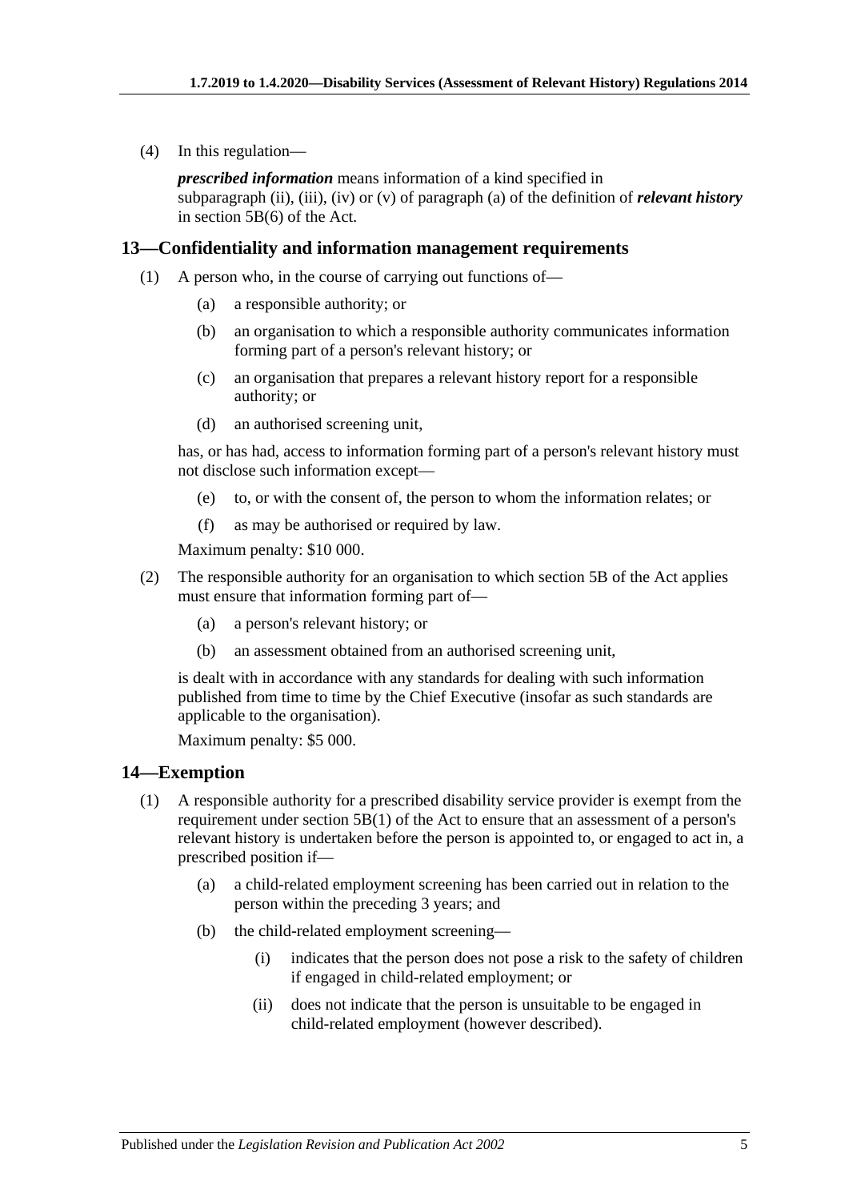(4) In this regulation—

*prescribed information* means information of a kind specified in subparagraph (ii), (iii), (iv) or (v) of paragraph (a) of the definition of ***relevant history*** in section 5B(6) of the Act.

## 13—Confidentiality and information management requirements

(1) A person who, in the course of carrying out functions of—

- (a) a responsible authority; or
- (b) an organisation to which a responsible authority communicates information forming part of a person's relevant history; or
- (c) an organisation that prepares a relevant history report for a responsible authority; or
- (d) an authorised screening unit,

has, or has had, access to information forming part of a person's relevant history must not disclose such information except—

- (e) to, or with the consent of, the person to whom the information relates; or
- (f) as may be authorised or required by law.

Maximum penalty: $10 000.

(2) The responsible authority for an organisation to which section 5B of the Act applies must ensure that information forming part of—

- (a) a person's relevant history; or
- (b) an assessment obtained from an authorised screening unit,

is dealt with in accordance with any standards for dealing with such information published from time to time by the Chief Executive (insofar as such standards are applicable to the organisation).

Maximum penalty: $5 000.

## 14—Exemption

(1) A responsible authority for a prescribed disability service provider is exempt from the requirement under section 5B(1) of the Act to ensure that an assessment of a person's relevant history is undertaken before the person is appointed to, or engaged to act in, a prescribed position if—

- (a) a child-related employment screening has been carried out in relation to the person within the preceding 3 years; and
- (b) the child-related employment screening—
  - (i) indicates that the person does not pose a risk to the safety of children if engaged in child-related employment; or
  - (ii) does not indicate that the person is unsuitable to be engaged in child-related employment (however described).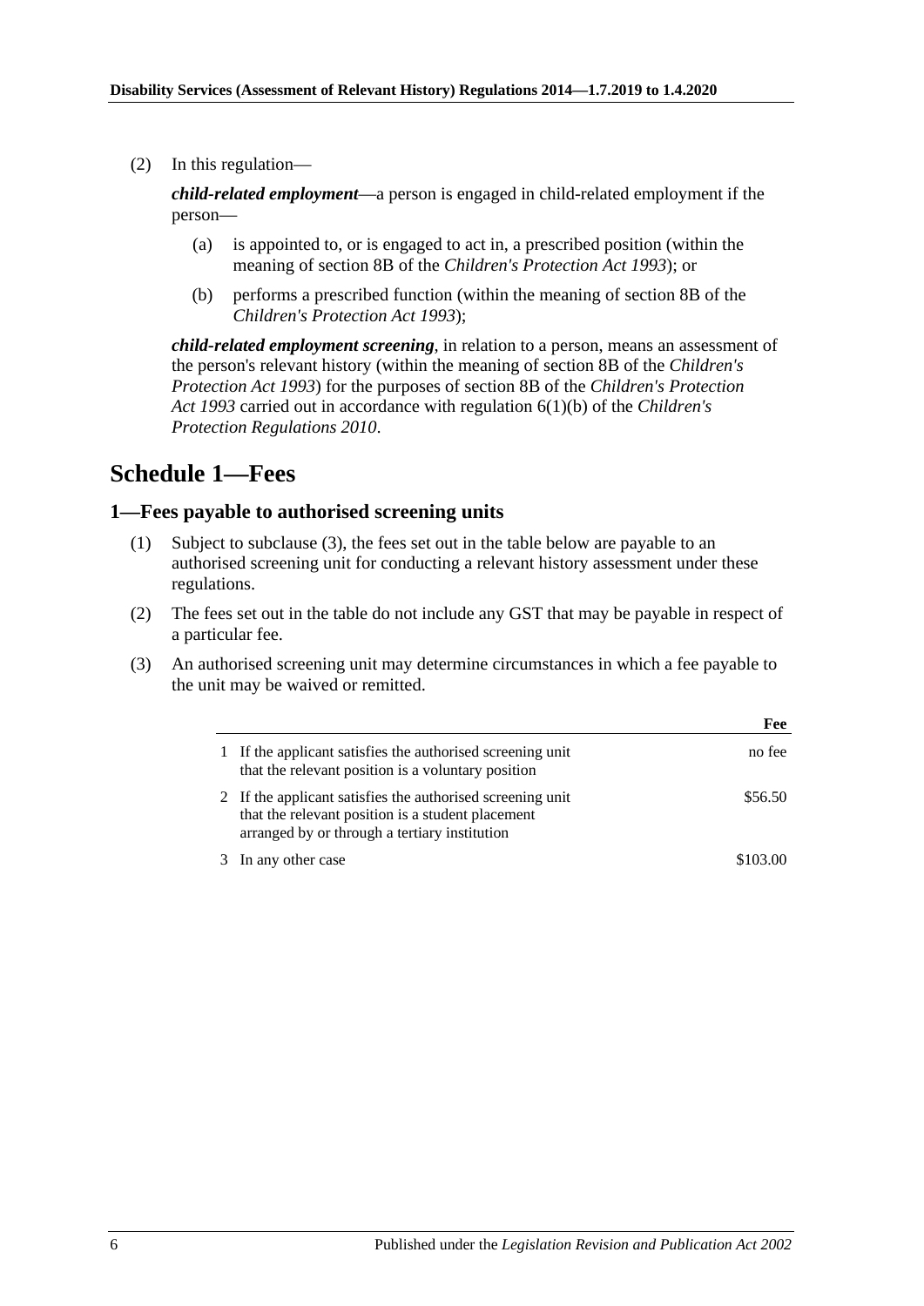(2) In this regulation—

***child-related employment***—a person is engaged in child-related employment if the person—

(a) is appointed to, or is engaged to act in, a prescribed position (within the meaning of section 8B of the *Children's Protection Act 1993*); or

(b) performs a prescribed function (within the meaning of section 8B of the *Children's Protection Act 1993*);

***child-related employment screening***, in relation to a person, means an assessment of the person's relevant history (within the meaning of section 8B of the *Children's Protection Act 1993*) for the purposes of section 8B of the *Children's Protection Act 1993* carried out in accordance with regulation 6(1)(b) of the *Children's Protection Regulations 2010*.

# Schedule 1—Fees

## 1—Fees payable to authorised screening units

(1) Subject to subclause (3), the fees set out in the table below are payable to an authorised screening unit for conducting a relevant history assessment under these regulations.

(2) The fees set out in the table do not include any GST that may be payable in respect of a particular fee.

(3) An authorised screening unit may determine circumstances in which a fee payable to the unit may be waived or remitted.

| | | **Fee** |
|---|---|---|
| 1 | If the applicant satisfies the authorised screening unit that the relevant position is a voluntary position | no fee |
| 2 | If the applicant satisfies the authorised screening unit that the relevant position is a student placement arranged by or through a tertiary institution | $56.50 |
| 3 | In any other case | $103.00 |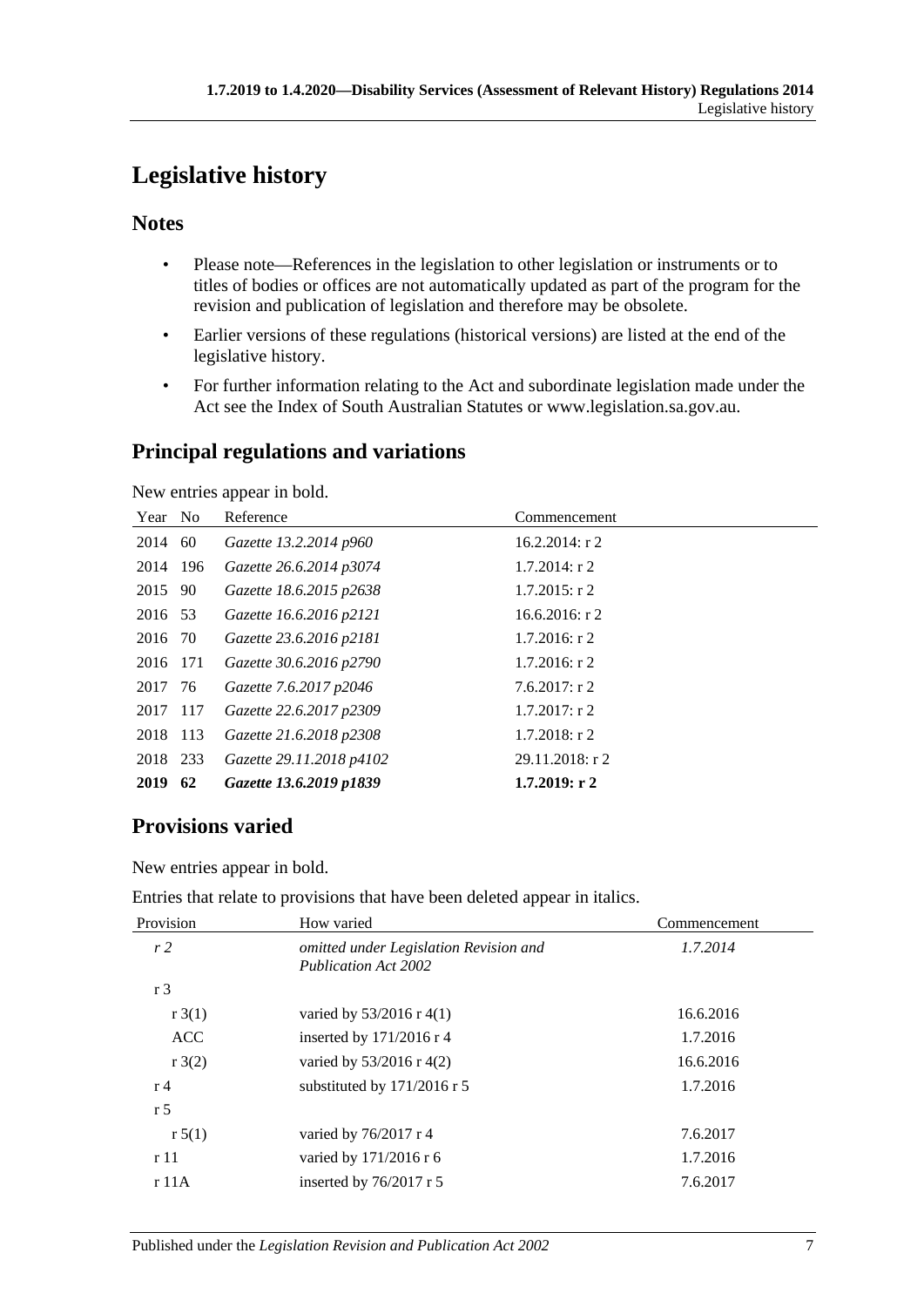# Legislative history

## Notes

- Please note—References in the legislation to other legislation or instruments or to titles of bodies or offices are not automatically updated as part of the program for the revision and publication of legislation and therefore may be obsolete.
- Earlier versions of these regulations (historical versions) are listed at the end of the legislative history.
- For further information relating to the Act and subordinate legislation made under the Act see the Index of South Australian Statutes or www.legislation.sa.gov.au.

## Principal regulations and variations

New entries appear in bold.

| Year | No | Reference | Commencement |
|---|---|---|---|
| 2014 | 60 | *Gazette 13.2.2014 p960* | 16.2.2014: r 2 |
| 2014 | 196 | *Gazette 26.6.2014 p3074* | 1.7.2014: r 2 |
| 2015 | 90 | *Gazette 18.6.2015 p2638* | 1.7.2015: r 2 |
| 2016 | 53 | *Gazette 16.6.2016 p2121* | 16.6.2016: r 2 |
| 2016 | 70 | *Gazette 23.6.2016 p2181* | 1.7.2016: r 2 |
| 2016 | 171 | *Gazette 30.6.2016 p2790* | 1.7.2016: r 2 |
| 2017 | 76 | *Gazette 7.6.2017 p2046* | 7.6.2017: r 2 |
| 2017 | 117 | *Gazette 22.6.2017 p2309* | 1.7.2017: r 2 |
| 2018 | 113 | *Gazette 21.6.2018 p2308* | 1.7.2018: r 2 |
| 2018 | 233 | *Gazette 29.11.2018 p4102* | 29.11.2018: r 2 |
| **2019** | **62** | ***Gazette 13.6.2019 p1839*** | **1.7.2019: r 2** |

## Provisions varied

New entries appear in bold.

Entries that relate to provisions that have been deleted appear in italics.

| Provision | How varied | Commencement |
|---|---|---|
| *r 2* | *omitted under Legislation Revision and Publication Act 2002* | *1.7.2014* |
| r 3 | | |
| r 3(1) | varied by 53/2016 r 4(1) | 16.6.2016 |
| ACC | inserted by 171/2016 r 4 | 1.7.2016 |
| r 3(2) | varied by 53/2016 r 4(2) | 16.6.2016 |
| r 4 | substituted by 171/2016 r 5 | 1.7.2016 |
| r 5 | | |
| r 5(1) | varied by 76/2017 r 4 | 7.6.2017 |
| r 11 | varied by 171/2016 r 6 | 1.7.2016 |
| r 11A | inserted by 76/2017 r 5 | 7.6.2017 |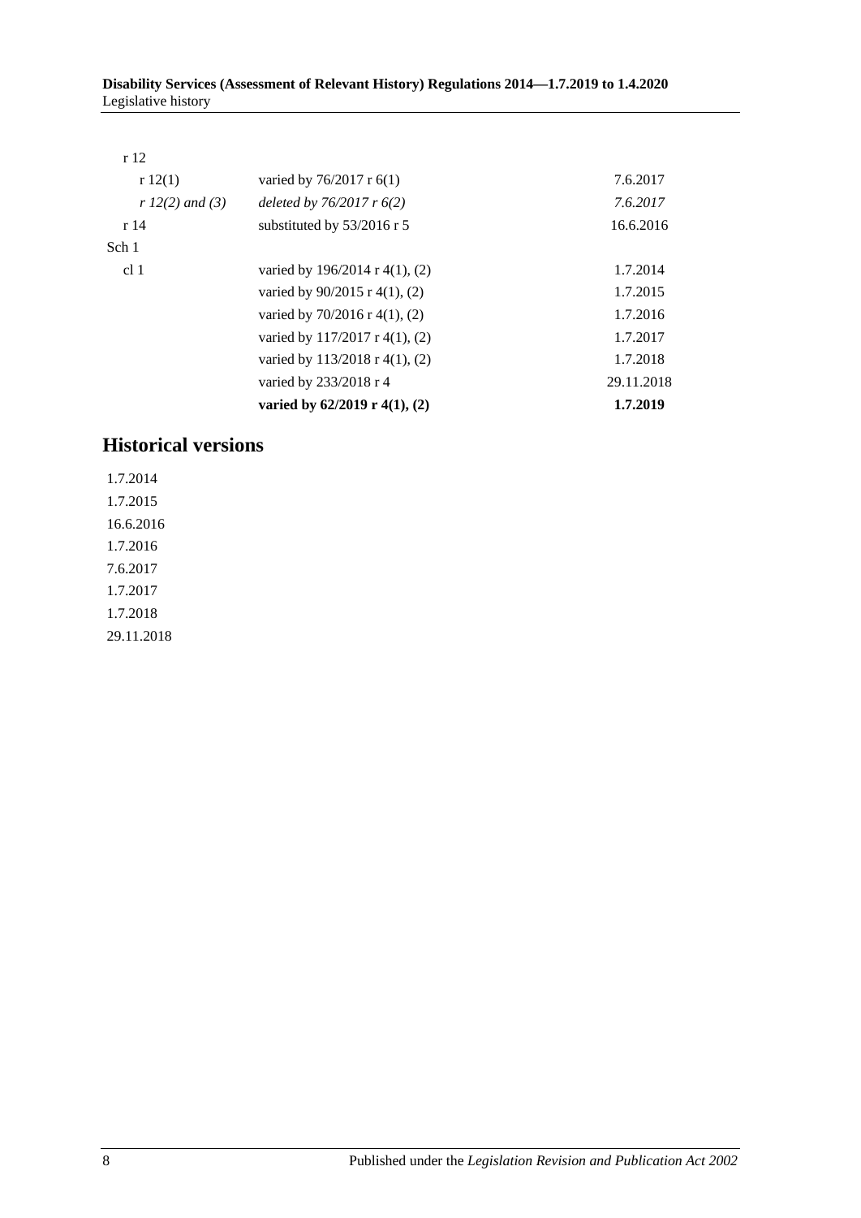| | | |
|---|---|---|
| r 12 | | |
| r 12(1) | varied by 76/2017 r 6(1) | 7.6.2017 |
| *r 12(2) and (3)* | *deleted by 76/2017 r 6(2)* | *7.6.2017* |
| r 14 | substituted by 53/2016 r 5 | 16.6.2016 |
| Sch 1 | | |
| cl 1 | varied by 196/2014 r 4(1), (2) | 1.7.2014 |
| | varied by 90/2015 r 4(1), (2) | 1.7.2015 |
| | varied by 70/2016 r 4(1), (2) | 1.7.2016 |
| | varied by 117/2017 r 4(1), (2) | 1.7.2017 |
| | varied by 113/2018 r 4(1), (2) | 1.7.2018 |
| | varied by 233/2018 r 4 | 29.11.2018 |
| | **varied by 62/2019 r 4(1), (2)** | **1.7.2019** |

## Historical versions

1.7.2014

1.7.2015

16.6.2016

1.7.2016

7.6.2017

1.7.2017

1.7.2018

29.11.2018